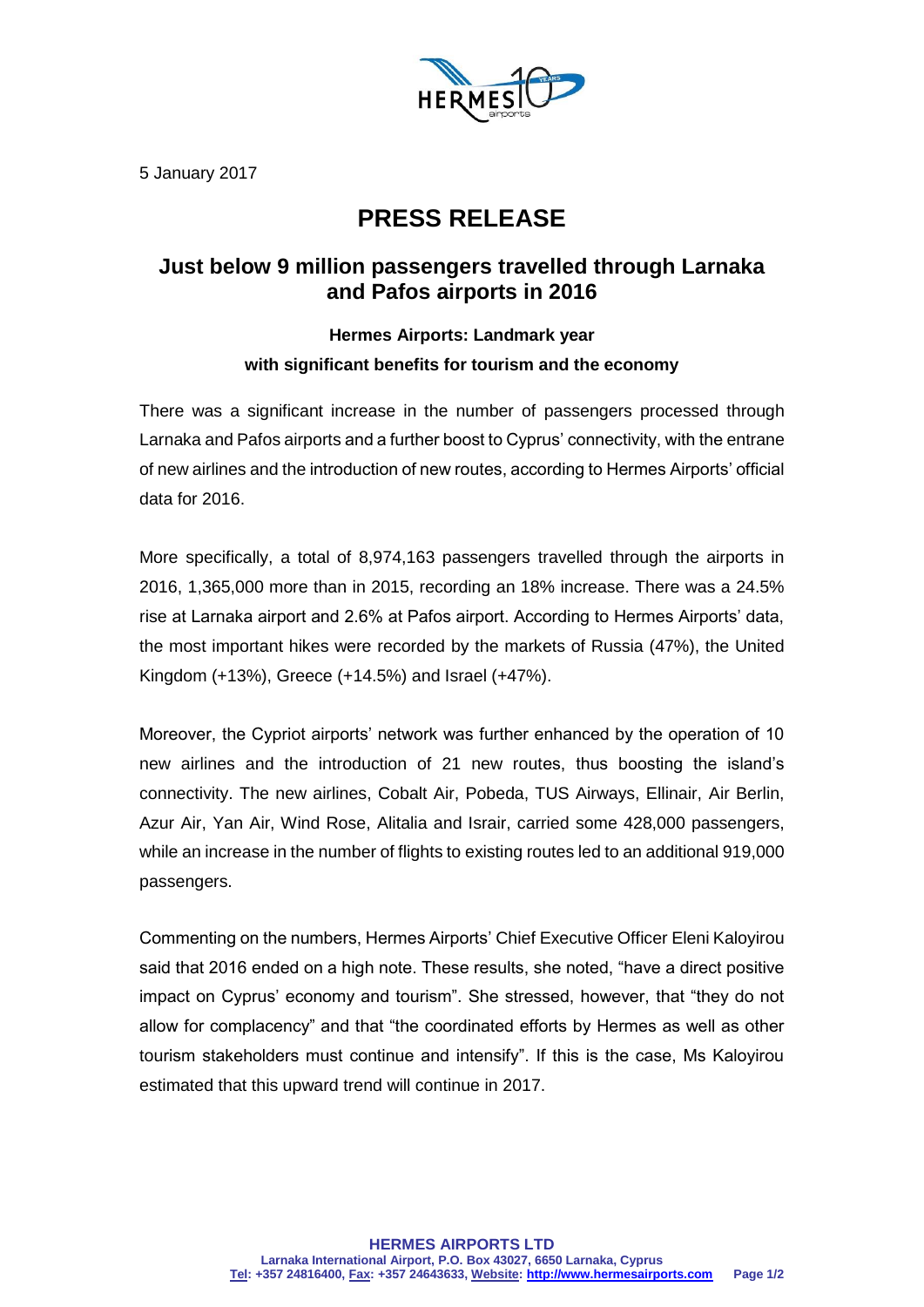5 January 2017

# PRESS RELEASE

## Just below 9 million passengers travelled through Larnaka and Pafos airports in 2016

### Hermes Airports: Landmark year with significant benefits for tourism and the economy

There was a significant increase in the number of passengers processed through Larnaka and Pafos airports and a further boost to Cyprus' connectivity, with the entrane of new airlines and the introduction of new routes, according to Hermes Airports' official data for 2016.

More specifically, a total of 8,974,163 passengers travelled through the airports in 2016, 1,365,000 more than in 2015, recording an 18% increase. There was a 24.5% rise at Larnaka airport and 2.6% at Pafos airport. According to Hermes Airports' data, the most important hikes were recorded by the markets of Russia (47%), the United Kingdom (+13%), Greece (+14.5%) and Israel (+47%).

Moreover, the Cypriot airports' network was further enhanced by the operation of 10 new airlines and the introduction of 21 new routes, thus boosting the island's connectivity. The new airlines, Cobalt Air, Pobeda, TUS Airways, Ellinair, Air Berlin, Azur Air, Yan Air, Wind Rose, Alitalia and Israir, carried some 428,000 passengers, while an increase in the number of flights to existing routes led to an additional 919,000 passengers.

Commenting on the numbers, Hermes Airports' Chief Executive Officer Eleni Kaloyirou said that 2016 ended on a high note. These results, she noted, "have a direct positive impact on Cyprus' economy and tourism". She stressed, however, that "they do not allow for complacency" and that "the coordinated efforts by Hermes as well as other tourism stakeholders must continue and intensify". If this is the case, Ms Kaloyirou estimated that this upward trend will continue in 2017.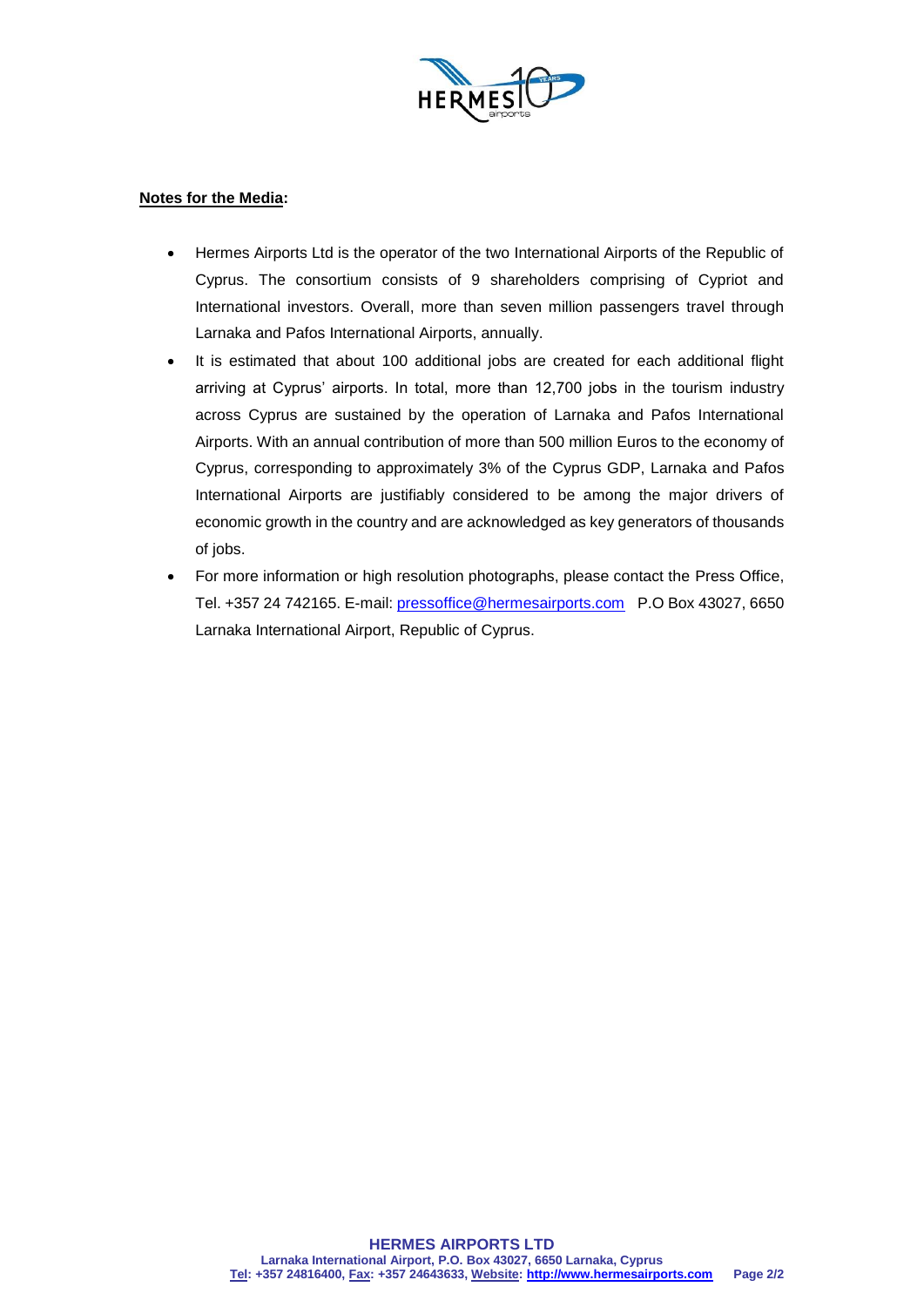**Notes for the Media:**

- Hermes Airports Ltd is the operator of the two International Airports of the Republic of Cyprus. The consortium consists of 9 shareholders comprising of Cypriot and International investors. Overall, more than seven million passengers travel through Larnaka and Pafos International Airports, annually.
- It is estimated that about 100 additional jobs are created for each additional flight arriving at Cyprus' airports. In total, more than 12,700 jobs in the tourism industry across Cyprus are sustained by the operation of Larnaka and Pafos International Airports. With an annual contribution of more than 500 million Euros to the economy of Cyprus, corresponding to approximately 3% of the Cyprus GDP, Larnaka and Pafos International Airports are justifiably considered to be among the major drivers of economic growth in the country and are acknowledged as key generators of thousands of jobs.
- For more information or high resolution photographs, please contact the Press Office, Tel. +357 24 742165. E-mail: pressoffice@hermesairports.com P.O Box 43027, 6650 Larnaka International Airport, Republic of Cyprus.

**HERMES AIRPORTS LTD**
**Larnaka International Airport, P.O. Box 43027, 6650 Larnaka, Cyprus**
**Tel: +357 24816400, Fax: +357 24643633, Website: http://www.hermesairports.com**